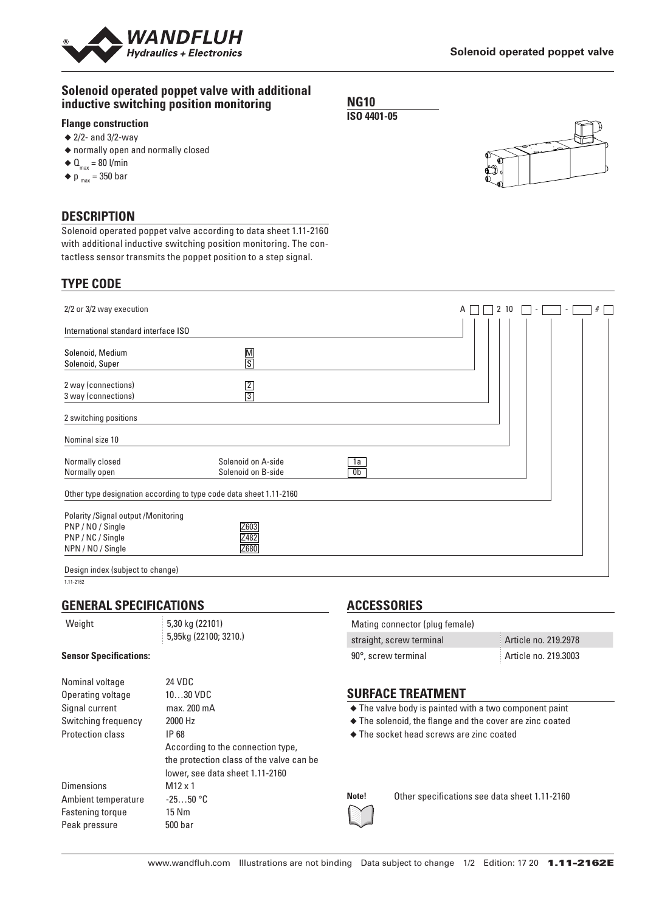# Solenoid operated poppet valve

## Solenoid operated poppet valve with additional inductive switching position monitoring

**NG10**
**ISO 4401-05**

### Flange construction

- ◆ 2/2- and 3/2-way
- ◆ normally open and normally closed
- ◆ $Q_{max}$ = 80 l/min
- ◆ $p_{max}$ = 350 bar

## DESCRIPTION

Solenoid operated poppet valve according to data sheet 1.11-2160 with additional inductive switching position monitoring. The contactless sensor transmits the poppet position to a step signal.

## TYPE CODE

A [ ] [ ] 2 10 [ ] - [ ] - [ ] # [ ]

| | | |
|---|---|---|
| 2/2 or 3/2 way execution | | |
| International standard interface ISO | | |
| Solenoid, Medium | M | |
| Solenoid, Super | S | |
| 2 way (connections) | 2 | |
| 3 way (connections) | 3 | |
| 2 switching positions | | |
| Nominal size 10 | | |
| Normally closed | Solenoid on A-side | 1a |
| Normally open | Solenoid on B-side | 0b |
| Other type designation according to type code data sheet 1.11-2160 | | |
| Polarity /Signal output /Monitoring | | |
| PNP / NO / Single | Z603 | |
| PNP / NC / Single | Z482 | |
| NPN / NO / Single | Z680 | |
| Design index (subject to change) | | |

1.11-2162

## GENERAL SPECIFICATIONS

| | |
|---|---|
| Weight | 5,30 kg (22101)<br>5,95kg (22100; 3210.) |

**Sensor Specifications:**

| | |
|---|---|
| Nominal voltage | 24 VDC |
| Operating voltage | 10…30 VDC |
| Signal current | max. 200 mA |
| Switching frequency | 2000 Hz |
| Protection class | IP 68<br>According to the connection type, the protection class of the valve can be lower, see data sheet 1.11-2160 |
| Dimensions | M12 x 1 |
| Ambient temperature | -25…50 °C |
| Fastening torque | 15 Nm |
| Peak pressure | 500 bar |

## ACCESSORIES

| Mating connector (plug female) | |
|---|---|
| straight, screw terminal | Article no. 219.2978 |
| 90°, screw terminal | Article no. 219.3003 |

## SURFACE TREATMENT

- ◆ The valve body is painted with a two component paint
- ◆ The solenoid, the flange and the cover are zinc coated
- ◆ The socket head screws are zinc coated

**Note!** Other specifications see data sheet 1.11-2160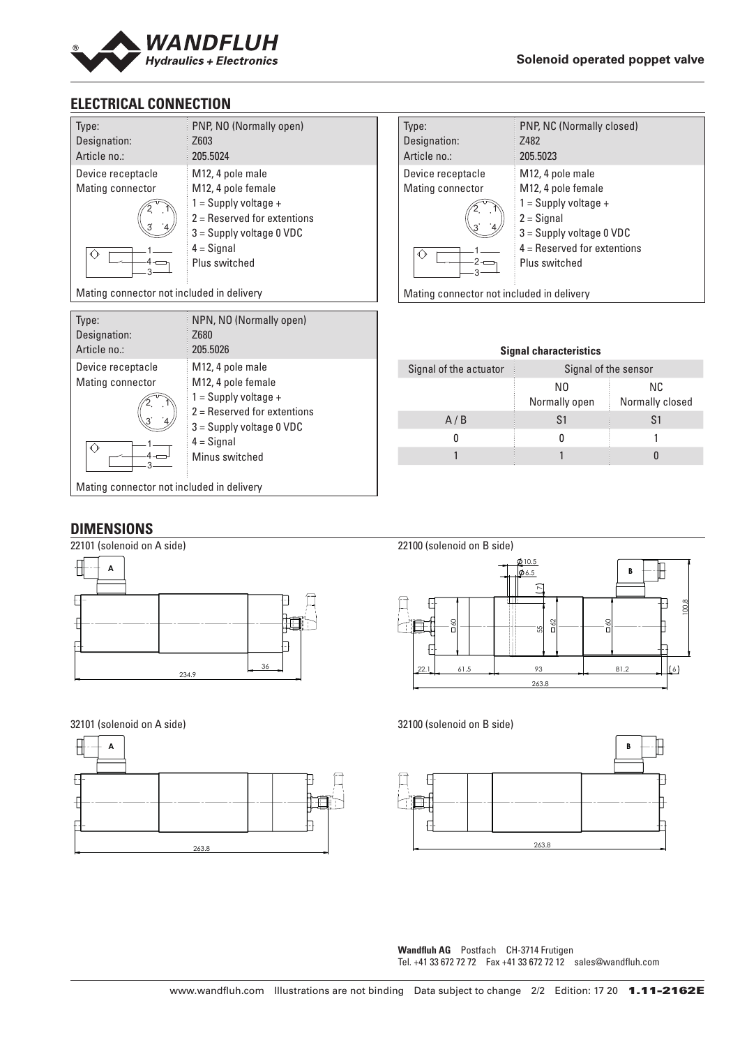## ELECTRICAL CONNECTION

| Type: | PNP, NO (Normally open) |
|---|---|
| Designation: | Z603 |
| Article no.: | 205.5024 |
| Device receptacle | M12, 4 pole male |
| Mating connector | M12, 4 pole female |
| | 1 = Supply voltage + |
| | 2 = Reserved for extentions |
| | 3 = Supply voltage 0 VDC |
| | 4 = Signal |
| | Plus switched |

Mating connector not included in delivery

| Type: | PNP, NC (Normally closed) |
|---|---|
| Designation: | Z482 |
| Article no.: | 205.5023 |
| Device receptacle | M12, 4 pole male |
| Mating connector | M12, 4 pole female |
| | 1 = Supply voltage + |
| | 2 = Signal |
| | 3 = Supply voltage 0 VDC |
| | 4 = Reserved for extentions |
| | Plus switched |

Mating connector not included in delivery

| Type: | NPN, NO (Normally open) |
|---|---|
| Designation: | Z680 |
| Article no.: | 205.5026 |
| Device receptacle | M12, 4 pole male |
| Mating connector | M12, 4 pole female |
| | 1 = Supply voltage + |
| | 2 = Reserved for extentions |
| | 3 = Supply voltage 0 VDC |
| | 4 = Signal |
| | Minus switched |

Mating connector not included in delivery

**Signal characteristics**

| Signal of the actuator | Signal of the sensor | |
|---|---|---|
| | NO Normally open | NC Normally closed |
| A / B | S1 | S1 |
| 0 | 0 | 1 |
| 1 | 1 | 0 |

## DIMENSIONS

22101 (solenoid on A side)

A
36
234.9

22100 (solenoid on B side)

B
Ø10.5
Ø6.5
(7)
□60
55
□62
□60
100.8
22.1
61.5
93
81.2
(6)
263.8

32101 (solenoid on A side)

A
263.8

32100 (solenoid on B side)

B
263.8

**Wandfluh AG** Postfach CH-3714 Frutigen
Tel. +41 33 672 72 72 Fax +41 33 672 72 12 sales@wandfluh.com